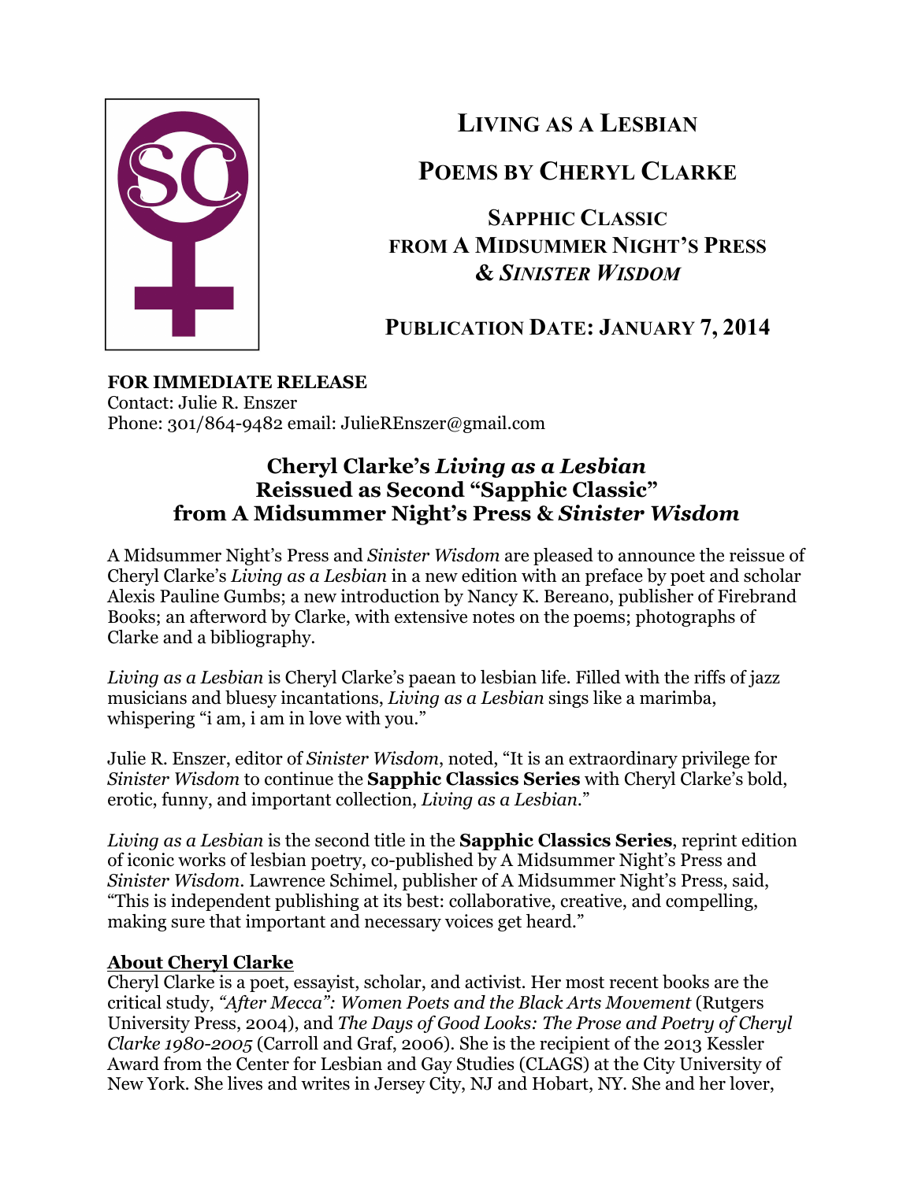# LIVING AS A LESBIAN

## POEMS BY CHERYL CLARKE

### SAPPHIC CLASSIC FROM A MIDSUMMER NIGHT'S PRESS & *SINISTER WISDOM*

### PUBLICATION DATE: JANUARY 7, 2014

**FOR IMMEDIATE RELEASE**
Contact: Julie R. Enszer
Phone: 301/864-9482 email: JulieREnszer@gmail.com

## Cheryl Clarke's *Living as a Lesbian* Reissued as Second "Sapphic Classic" from A Midsummer Night's Press & *Sinister Wisdom*

A Midsummer Night's Press and *Sinister Wisdom* are pleased to announce the reissue of Cheryl Clarke's *Living as a Lesbian* in a new edition with an preface by poet and scholar Alexis Pauline Gumbs; a new introduction by Nancy K. Bereano, publisher of Firebrand Books; an afterword by Clarke, with extensive notes on the poems; photographs of Clarke and a bibliography.

*Living as a Lesbian* is Cheryl Clarke's paean to lesbian life. Filled with the riffs of jazz musicians and bluesy incantations, *Living as a Lesbian* sings like a marimba, whispering "i am, i am in love with you."

Julie R. Enszer, editor of *Sinister Wisdom*, noted, "It is an extraordinary privilege for *Sinister Wisdom* to continue the **Sapphic Classics Series** with Cheryl Clarke's bold, erotic, funny, and important collection, *Living as a Lesbian*."

*Living as a Lesbian* is the second title in the **Sapphic Classics Series**, reprint edition of iconic works of lesbian poetry, co-published by A Midsummer Night's Press and *Sinister Wisdom*. Lawrence Schimel, publisher of A Midsummer Night's Press, said, "This is independent publishing at its best: collaborative, creative, and compelling, making sure that important and necessary voices get heard."

**About Cheryl Clarke**
Cheryl Clarke is a poet, essayist, scholar, and activist. Her most recent books are the critical study, *"After Mecca": Women Poets and the Black Arts Movement* (Rutgers University Press, 2004), and *The Days of Good Looks: The Prose and Poetry of Cheryl Clarke 1980-2005* (Carroll and Graf, 2006). She is the recipient of the 2013 Kessler Award from the Center for Lesbian and Gay Studies (CLAGS) at the City University of New York. She lives and writes in Jersey City, NJ and Hobart, NY. She and her lover,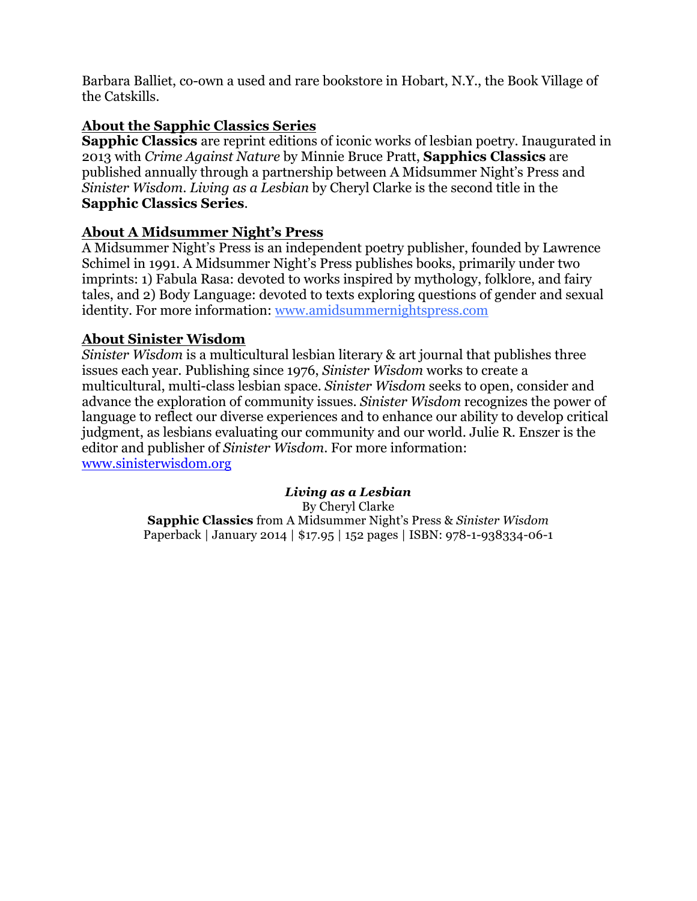Barbara Balliet, co-own a used and rare bookstore in Hobart, N.Y., the Book Village of the Catskills.

## About the Sapphic Classics Series

**Sapphic Classics** are reprint editions of iconic works of lesbian poetry. Inaugurated in 2013 with *Crime Against Nature* by Minnie Bruce Pratt, **Sapphics Classics** are published annually through a partnership between A Midsummer Night's Press and *Sinister Wisdom*. *Living as a Lesbian* by Cheryl Clarke is the second title in the **Sapphic Classics Series**.

## About A Midsummer Night's Press

A Midsummer Night's Press is an independent poetry publisher, founded by Lawrence Schimel in 1991. A Midsummer Night's Press publishes books, primarily under two imprints: 1) Fabula Rasa: devoted to works inspired by mythology, folklore, and fairy tales, and 2) Body Language: devoted to texts exploring questions of gender and sexual identity. For more information: www.amidsummernightspress.com

## About Sinister Wisdom

*Sinister Wisdom* is a multicultural lesbian literary & art journal that publishes three issues each year. Publishing since 1976, *Sinister Wisdom* works to create a multicultural, multi-class lesbian space. *Sinister Wisdom* seeks to open, consider and advance the exploration of community issues. *Sinister Wisdom* recognizes the power of language to reflect our diverse experiences and to enhance our ability to develop critical judgment, as lesbians evaluating our community and our world. Julie R. Enszer is the editor and publisher of *Sinister Wisdom*. For more information: www.sinisterwisdom.org

***Living as a Lesbian***
By Cheryl Clarke
**Sapphic Classics** from A Midsummer Night's Press & *Sinister Wisdom*
Paperback | January 2014 | $17.95 | 152 pages | ISBN: 978-1-938334-06-1